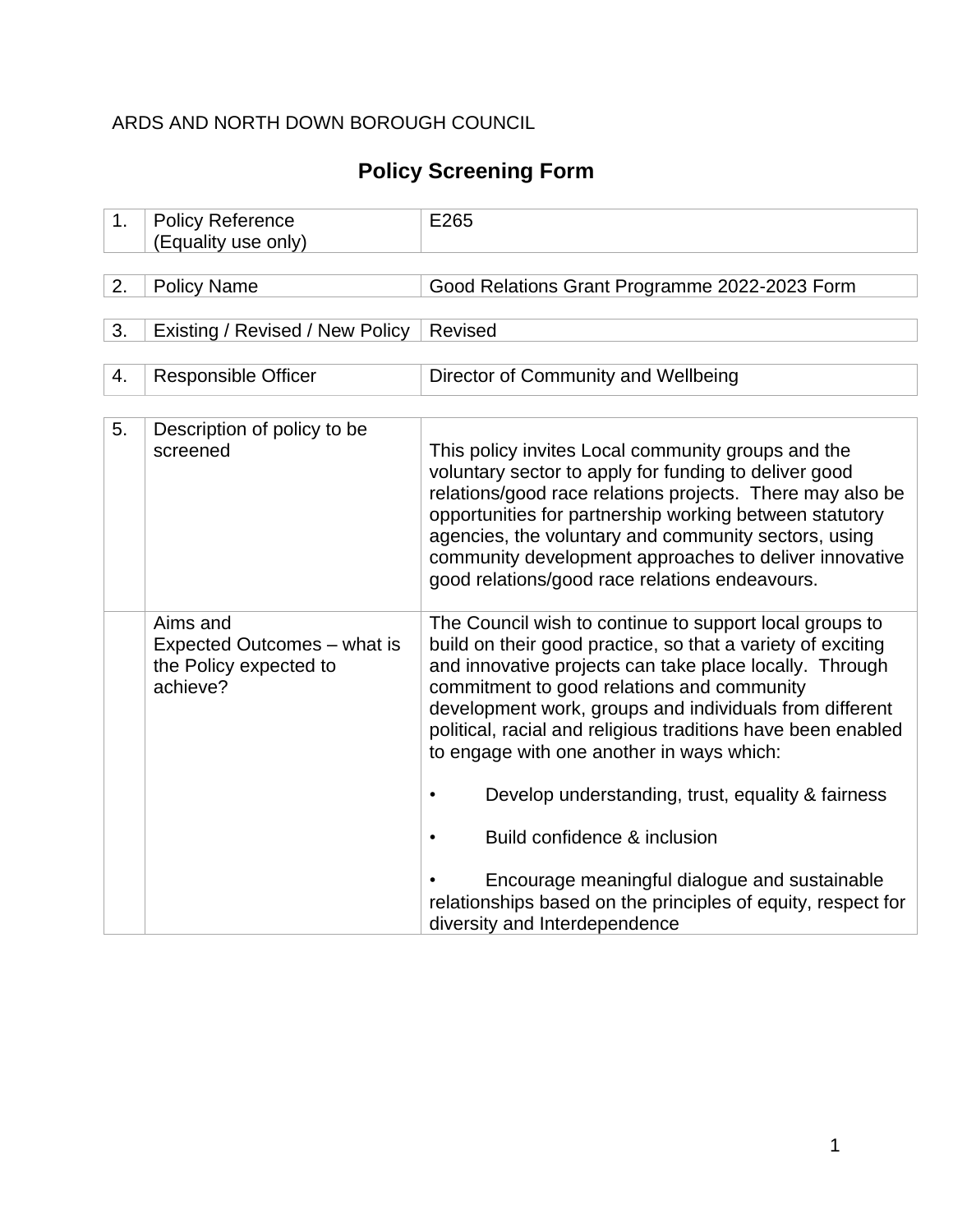ARDS AND NORTH DOWN BOROUGH COUNCIL

# Policy Screening Form

| | | |
|---|---|---|
| 1. | Policy Reference (Equality use only) | E265 |
| 2. | Policy Name | Good Relations Grant Programme 2022-2023 Form |
| 3. | Existing / Revised / New Policy | Revised |
| 4. | Responsible Officer | Director of Community and Wellbeing |

| | | |
|---|---|---|
| 5. | Description of policy to be screened | This policy invites Local community groups and the voluntary sector to apply for funding to deliver good relations/good race relations projects. There may also be opportunities for partnership working between statutory agencies, the voluntary and community sectors, using community development approaches to deliver innovative good relations/good race relations endeavours. |
| | Aims and Expected Outcomes – what is the Policy expected to achieve? | The Council wish to continue to support local groups to build on their good practice, so that a variety of exciting and innovative projects can take place locally. Through commitment to good relations and community development work, groups and individuals from different political, racial and religious traditions have been enabled to engage with one another in ways which:<br><br>• Develop understanding, trust, equality & fairness<br><br>• Build confidence & inclusion<br><br>• Encourage meaningful dialogue and sustainable relationships based on the principles of equity, respect for diversity and Interdependence |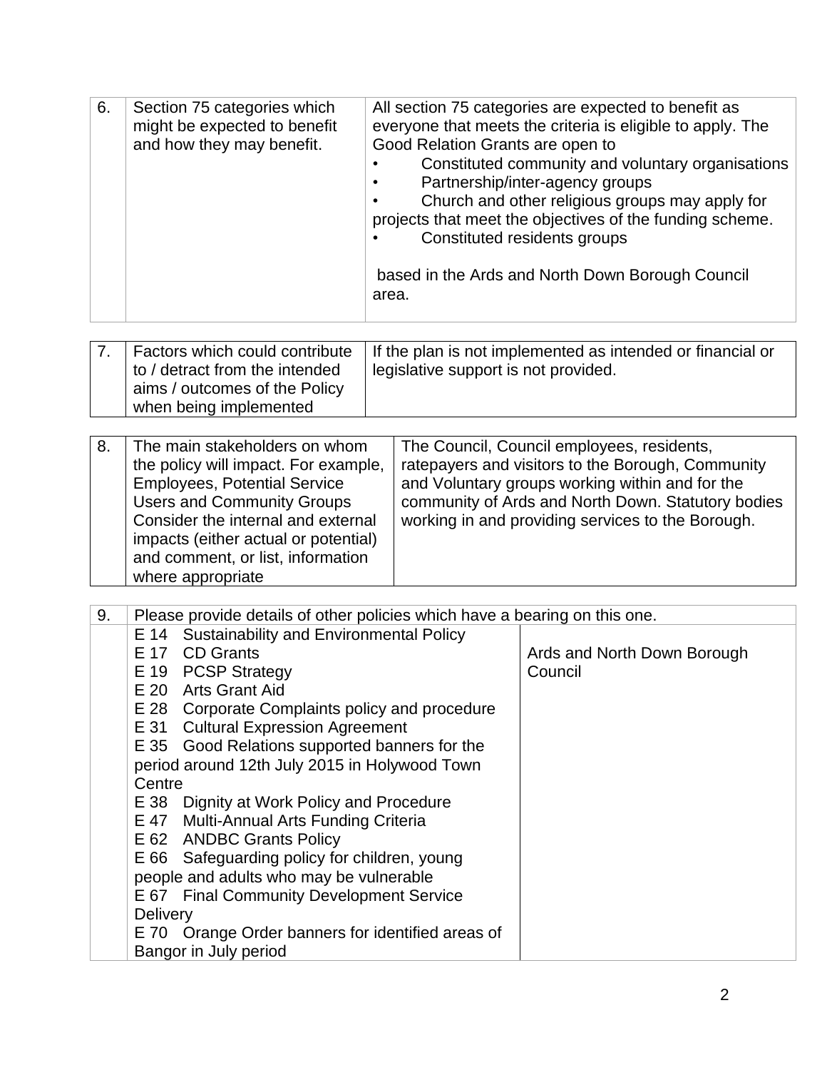| 6. | Section 75 categories which might be expected to benefit and how they may benefit. | All section 75 categories are expected to benefit as everyone that meets the criteria is eligible to apply. The Good Relation Grants are open to<br>• Constituted community and voluntary organisations<br>• Partnership/inter-agency groups<br>• Church and other religious groups may apply for projects that meet the objectives of the funding scheme.<br>• Constituted residents groups<br><br>based in the Ards and North Down Borough Council area. |
|---|---|---|

| 7. | Factors which could contribute to / detract from the intended aims / outcomes of the Policy when being implemented | If the plan is not implemented as intended or financial or legislative support is not provided. |
|---|---|---|

| 8. | The main stakeholders on whom the policy will impact. For example, Employees, Potential Service Users and Community Groups Consider the internal and external impacts (either actual or potential) and comment, or list, information where appropriate | The Council, Council employees, residents, ratepayers and visitors to the Borough, Community and Voluntary groups working within and for the community of Ards and North Down. Statutory bodies working in and providing services to the Borough. |
|---|---|---|

| 9. | Please provide details of other policies which have a bearing on this one. | |
|---|---|---|
| | E 14 Sustainability and Environmental Policy<br>E 17 CD Grants<br>E 19 PCSP Strategy<br>E 20 Arts Grant Aid<br>E 28 Corporate Complaints policy and procedure<br>E 31 Cultural Expression Agreement<br>E 35 Good Relations supported banners for the period around 12th July 2015 in Holywood Town Centre<br>E 38 Dignity at Work Policy and Procedure<br>E 47 Multi-Annual Arts Funding Criteria<br>E 62 ANDBC Grants Policy<br>E 66 Safeguarding policy for children, young people and adults who may be vulnerable<br>E 67 Final Community Development Service Delivery<br>E 70 Orange Order banners for identified areas of Bangor in July period | Ards and North Down Borough Council |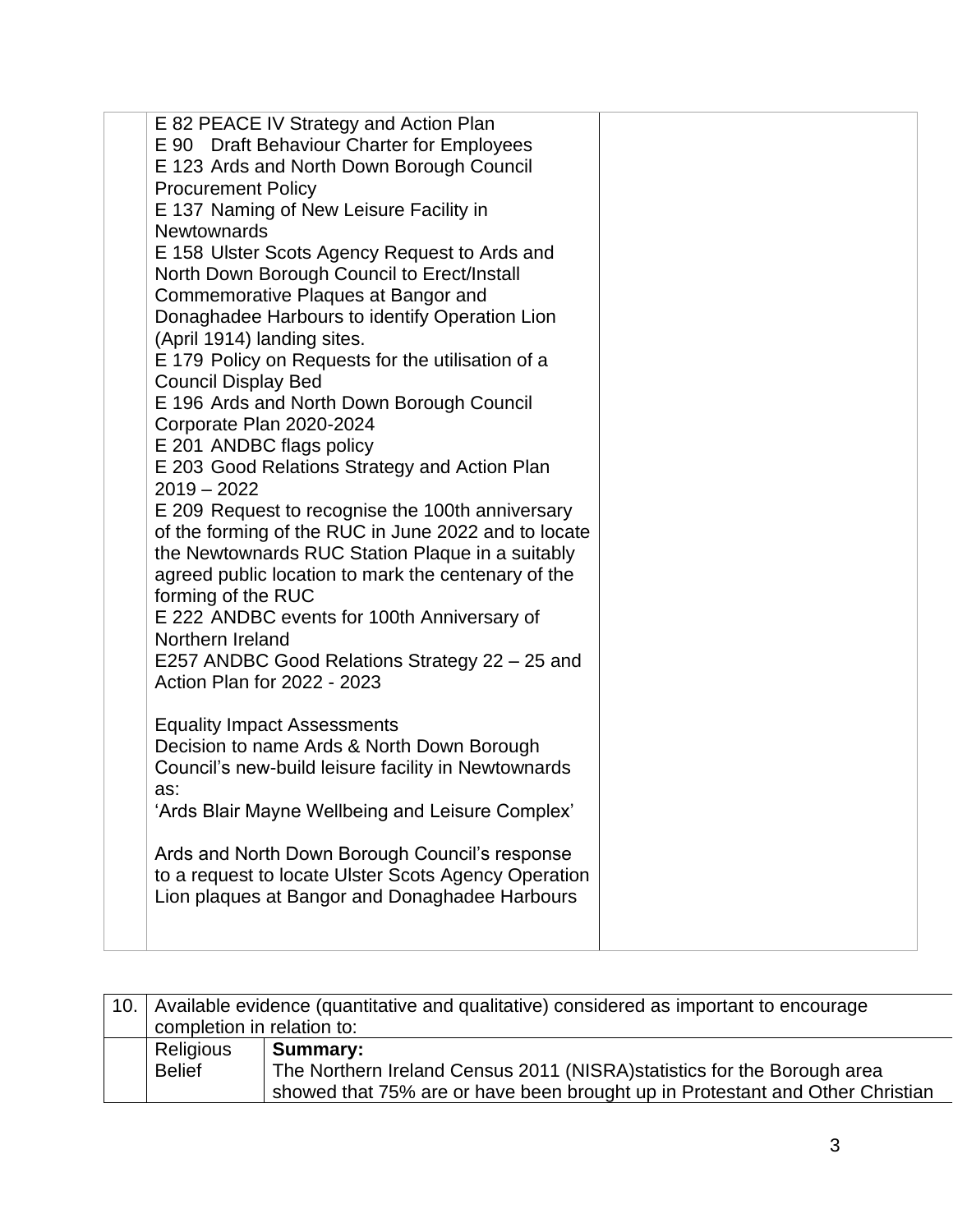| | | |
|---|---|---|
| | E 82 PEACE IV Strategy and Action Plan<br>E 90 Draft Behaviour Charter for Employees<br>E 123 Ards and North Down Borough Council Procurement Policy<br>E 137 Naming of New Leisure Facility in Newtownards<br>E 158 Ulster Scots Agency Request to Ards and North Down Borough Council to Erect/Install Commemorative Plaques at Bangor and Donaghadee Harbours to identify Operation Lion (April 1914) landing sites.<br>E 179 Policy on Requests for the utilisation of a Council Display Bed<br>E 196 Ards and North Down Borough Council Corporate Plan 2020-2024<br>E 201 ANDBC flags policy<br>E 203 Good Relations Strategy and Action Plan 2019 – 2022<br>E 209 Request to recognise the 100th anniversary of the forming of the RUC in June 2022 and to locate the Newtownards RUC Station Plaque in a suitably agreed public location to mark the centenary of the forming of the RUC<br>E 222 ANDBC events for 100th Anniversary of Northern Ireland<br>E257 ANDBC Good Relations Strategy 22 – 25 and Action Plan for 2022 - 2023<br><br>Equality Impact Assessments<br>Decision to name Ards & North Down Borough Council's new-build leisure facility in Newtownards as:<br>'Ards Blair Mayne Wellbeing and Leisure Complex'<br><br>Ards and North Down Borough Council's response to a request to locate Ulster Scots Agency Operation Lion plaques at Bangor and Donaghadee Harbours | |

| 10. | Available evidence (quantitative and qualitative) considered as important to encourage completion in relation to: | |
|---|---|---|
| | Religious Belief | **Summary:**<br>The Northern Ireland Census 2011 (NISRA)statistics for the Borough area showed that 75% are or have been brought up in Protestant and Other Christian |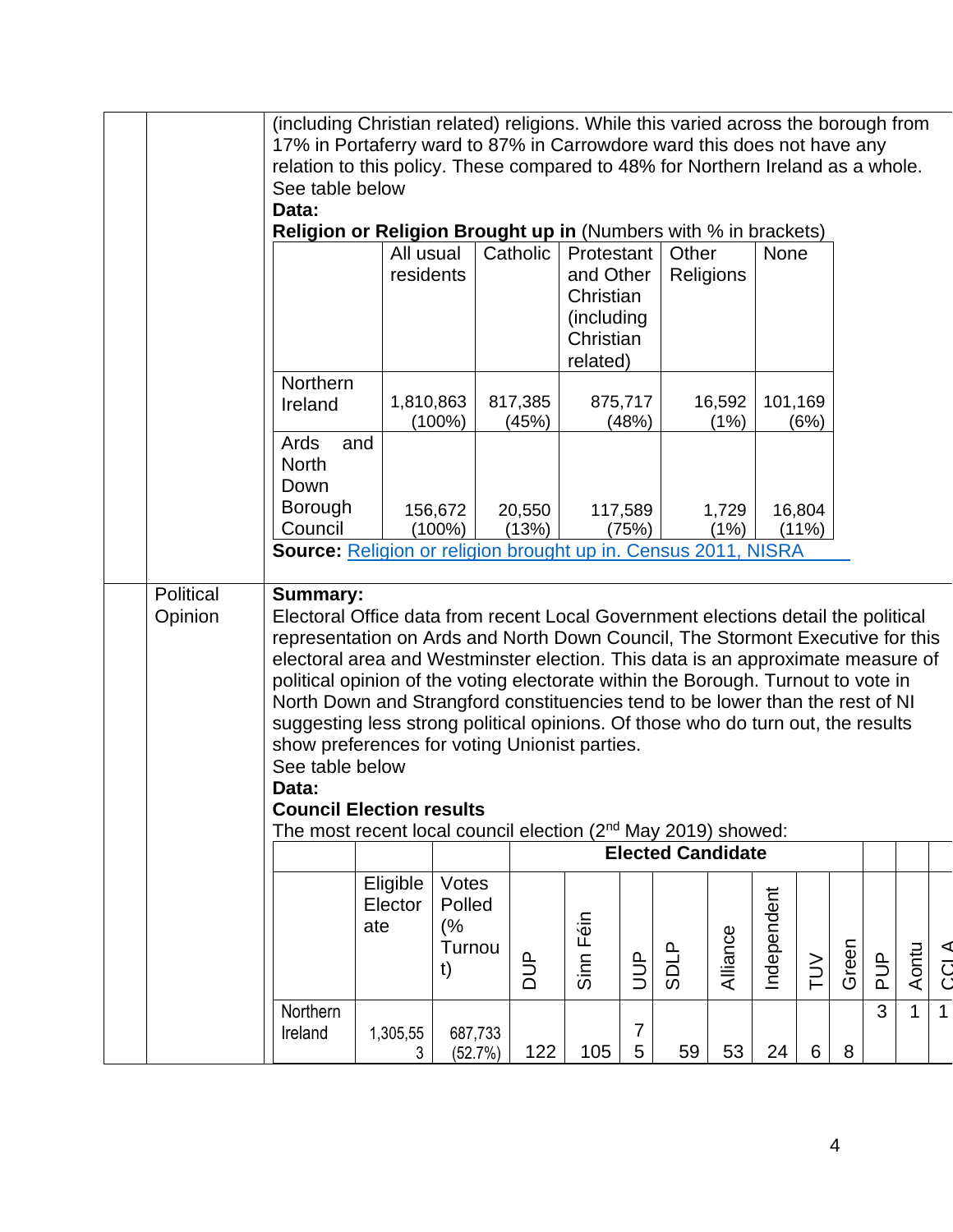(including Christian related) religions. While this varied across the borough from 17% in Portaferry ward to 87% in Carrowdore ward this does not have any relation to this policy. These compared to 48% for Northern Ireland as a whole. See table below

**Data:**

**Religion or Religion Brought up in** (Numbers with % in brackets)

| | All usual residents | Catholic | Protestant and Other Christian (including Christian related) | Other Religions | None |
|---|---|---|---|---|---|
| Northern Ireland | 1,810,863 (100%) | 817,385 (45%) | 875,717 (48%) | 16,592 (1%) | 101,169 (6%) |
| Ards and North Down Borough Council | 156,672 (100%) | 20,550 (13%) | 117,589 (75%) | 1,729 (1%) | 16,804 (11%) |

**Source:** Religion or religion brought up in. Census 2011, NISRA

**Political Opinion**

**Summary:**

Electoral Office data from recent Local Government elections detail the political representation on Ards and North Down Council, The Stormont Executive for this electoral area and Westminster election. This data is an approximate measure of political opinion of the voting electorate within the Borough. Turnout to vote in North Down and Strangford constituencies tend to be lower than the rest of NI suggesting less strong political opinions. Of those who do turn out, the results show preferences for voting Unionist parties.

See table below

**Data:**

**Council Election results**

The most recent local council election (2nd May 2019) showed:

| | | | Elected Candidate | | | | | | | | | | | |
|---|---|---|---|---|---|---|---|---|---|---|---|---|---|---|
| | Eligible Electorate | Votes Polled (% Turnout) | DUP | Sinn Féin | UUP | SDLP | Alliance | Independent | TUV | Green | PUP | Aontu | CCLA |
| Northern Ireland | 1,305,553 | 687,733 (52.7%) | 122 | 105 | 75 | 59 | 53 | 24 | 6 | 8 | 3 | 1 | 1 |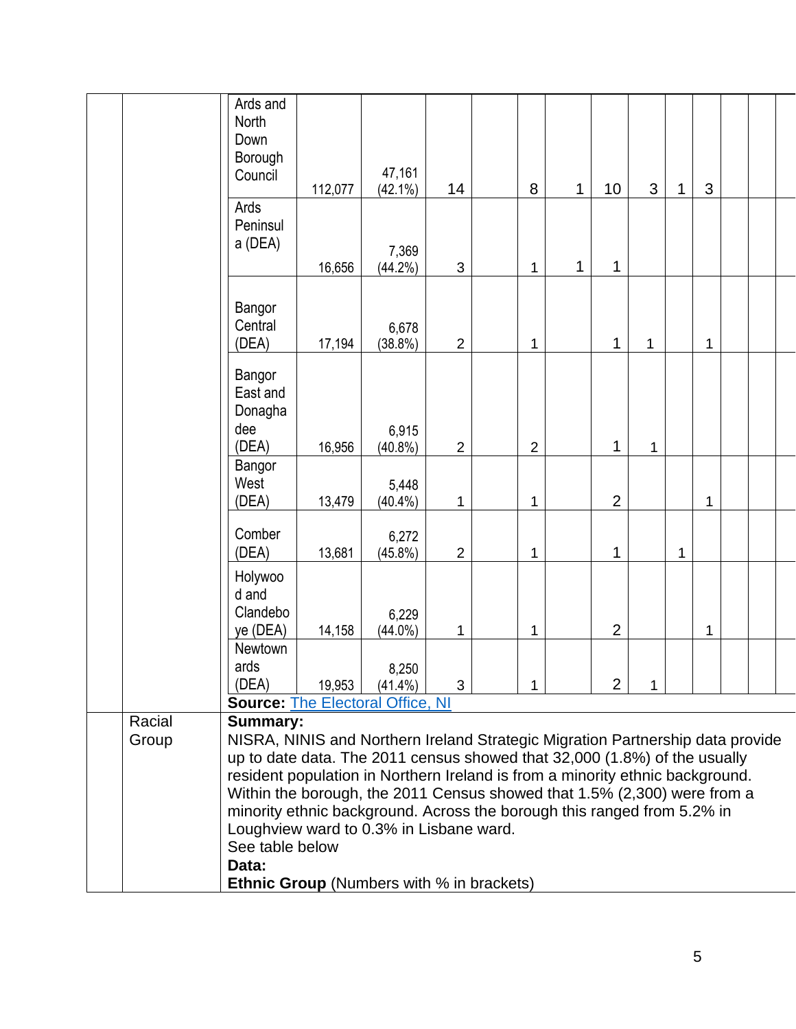| | | | | | | | | | | | | | | | |
|---|---|---|---|---|---|---|---|---|---|---|---|---|---|---|---|
| | | Ards and North Down Borough Council | 112,077 | 47,161 (42.1%) | 14 | | 8 | 1 | 10 | 3 | 1 | 3 | | | |
| | | Ards Peninsula (DEA) | 16,656 | 7,369 (44.2%) | 3 | | 1 | 1 | 1 | | | | | | |
| | | Bangor Central (DEA) | 17,194 | 6,678 (38.8%) | 2 | | 1 | | 1 | 1 | | 1 | | | |
| | | Bangor East and Donaghadee (DEA) | 16,956 | 6,915 (40.8%) | 2 | | 2 | | 1 | 1 | | | | | |
| | | Bangor West (DEA) | 13,479 | 5,448 (40.4%) | 1 | | 1 | | 2 | | | 1 | | | |
| | | Comber (DEA) | 13,681 | 6,272 (45.8%) | 2 | | 1 | | 1 | | 1 | | | | |
| | | Holywood and Clandeboye (DEA) | 14,158 | 6,229 (44.0%) | 1 | | 1 | | 2 | | | 1 | | | |
| | | Newtownards (DEA) | 19,953 | 8,250 (41.4%) | 3 | | 1 | | 2 | 1 | | | | | |

**Source:** [The Electoral Office, NI]

Racial Group

**Summary:**
NISRA, NINIS and Northern Ireland Strategic Migration Partnership data provide up to date data. The 2011 census showed that 32,000 (1.8%) of the usually resident population in Northern Ireland is from a minority ethnic background. Within the borough, the 2011 Census showed that 1.5% (2,300) were from a minority ethnic background. Across the borough this ranged from 5.2% in Loughview ward to 0.3% in Lisbane ward.
See table below

**Data:**
**Ethnic Group** (Numbers with % in brackets)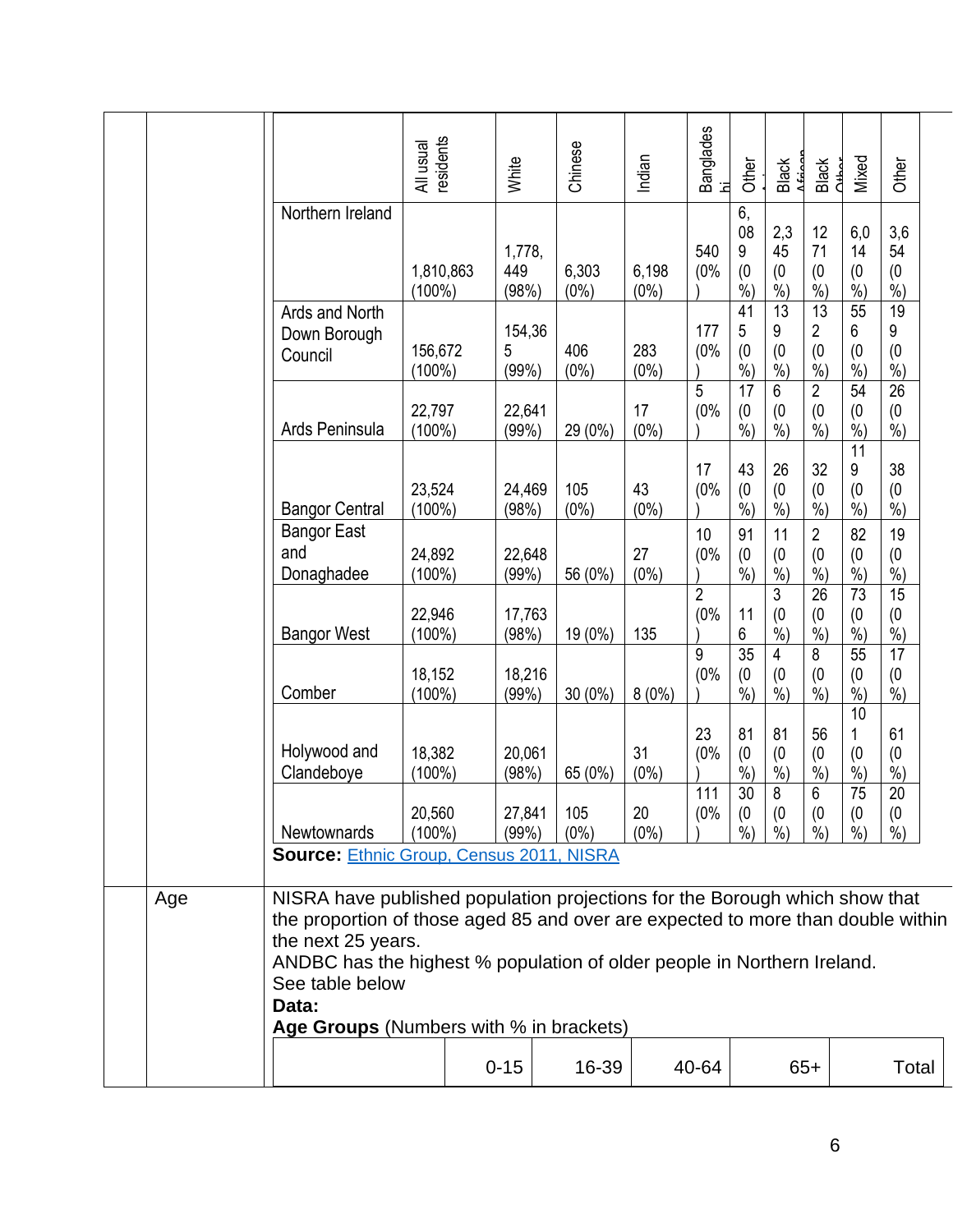| | All usual residents | White | Chinese | Indian | Bangladeshi | Other Asian | Black African | Black Other | Mixed | Other |
|---|---|---|---|---|---|---|---|---|---|---|
| Northern Ireland | 1,810,863 (100%) | 1,778,449 (98%) | 6,303 (0%) | 6,198 (0%) | 540 (0%) | 6,089 (0%) | 2,345 (0%) | 1271 (0%) | 6,014 (0%) | 3,654 (0%) |
| Ards and North Down Borough Council | 156,672 (100%) | 154,365 (99%) | 406 (0%) | 283 (0%) | 177 (0%) | 415 (0%) | 139 (0%) | 132 (0%) | 556 (0%) | 199 (0%) |
| Ards Peninsula | 22,797 (100%) | 22,641 (99%) | 29 (0%) | 17 (0%) | 5 (0%) | 17 (0%) | 6 (0%) | 2 (0%) | 54 (0%) | 26 (0%) |
| Bangor Central | 23,524 (100%) | 24,469 (98%) | 105 (0%) | 43 (0%) | 17 (0%) | 43 (0%) | 26 (0%) | 32 (0%) | 119 (0%) | 38 (0%) |
| Bangor East and Donaghadee | 24,892 (100%) | 22,648 (99%) | 56 (0%) | 27 (0%) | 10 (0%) | 91 (0%) | 11 (0%) | 2 (0%) | 82 (0%) | 19 (0%) |
| Bangor West | 22,946 (100%) | 17,763 (98%) | 19 (0%) | 135 | 2 (0%) | 116 | 3 (0%) | 26 (0%) | 73 (0%) | 15 (0%) |
| Comber | 18,152 (100%) | 18,216 (99%) | 30 (0%) | 8 (0%) | 9 (0%) | 35 (0%) | 4 (0%) | 8 (0%) | 55 (0%) | 17 (0%) |
| Holywood and Clandeboye | 18,382 (100%) | 20,061 (98%) | 65 (0%) | 31 (0%) | 23 (0%) | 81 (0%) | 81 (0%) | 56 (0%) | 101 (0%) | 61 (0%) |
| Newtownards | 20,560 (100%) | 27,841 (99%) | 105 (0%) | 20 (0%) | 111 (0%) | 30 (0%) | 8 (0%) | 6 (0%) | 75 (0%) | 20 (0%) |

**Source:** Ethnic Group, Census 2011, NISRA

**Age**

NISRA have published population projections for the Borough which show that the proportion of those aged 85 and over are expected to more than double within the next 25 years.

ANDBC has the highest % population of older people in Northern Ireland.

See table below

**Data:**

**Age Groups** (Numbers with % in brackets)

| | 0-15 | 16-39 | 40-64 | 65+ | Total |
|---|---|---|---|---|---|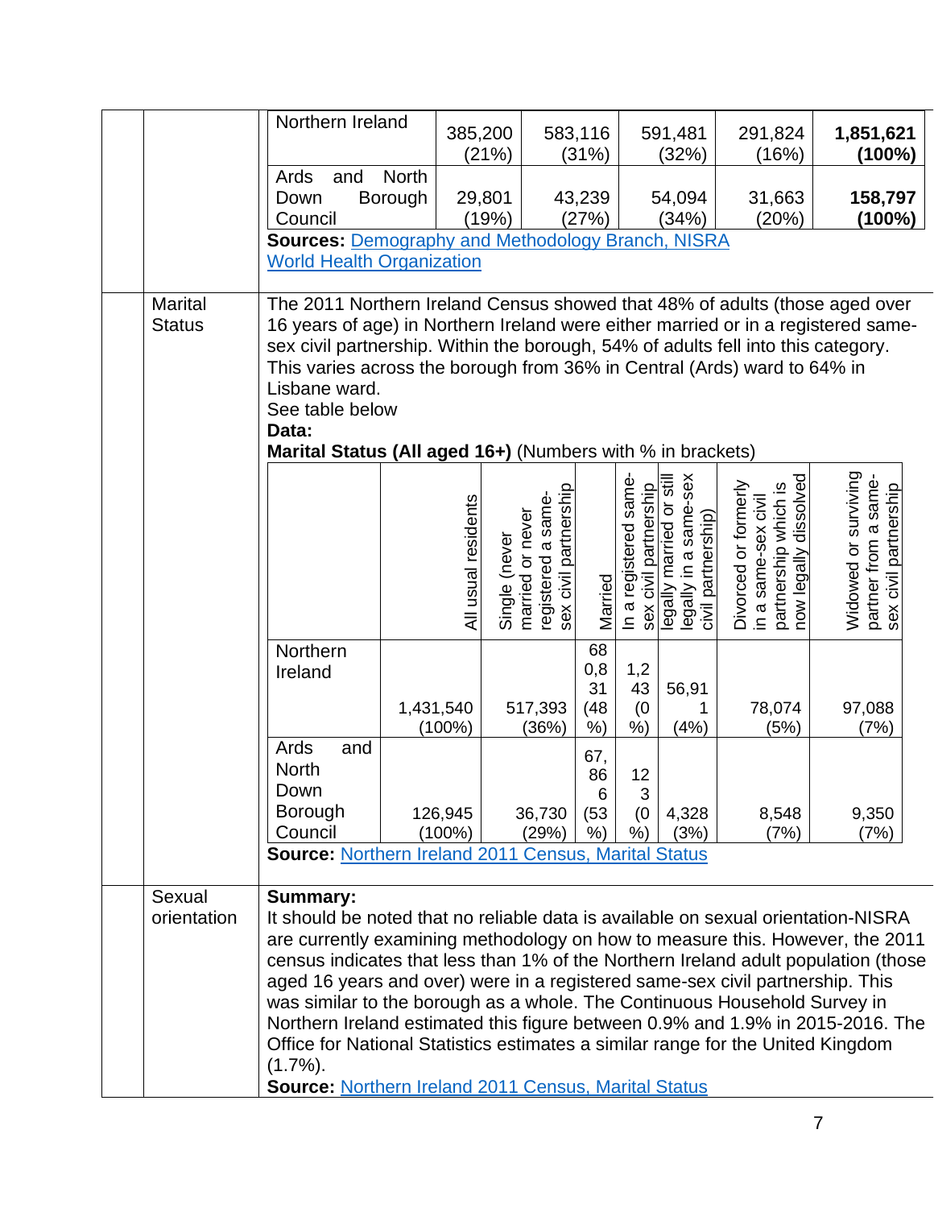| Area | | | | | |
|---|---|---|---|---|---|
| Northern Ireland | 385,200 (21%) | 583,116 (31%) | 591,481 (32%) | 291,824 (16%) | **1,851,621 (100%)** |
| Ards and North Down Borough Council | 29,801 (19%) | 43,239 (27%) | 54,094 (34%) | 31,663 (20%) | **158,797 (100%)** |

**Sources:** Demography and Methodology Branch, NISRA
World Health Organization

## Marital Status

The 2011 Northern Ireland Census showed that 48% of adults (those aged over 16 years of age) in Northern Ireland were either married or in a registered same-sex civil partnership. Within the borough, 54% of adults fell into this category. This varies across the borough from 36% in Central (Ards) ward to 64% in Lisbane ward.

See table below

**Data:**

**Marital Status (All aged 16+)** (Numbers with % in brackets)

| | All usual residents | Single (never married or never registered a same-sex civil partnership | Married | In a registered same-sex civil partnership | legally married or still legally in a same-sex civil partnership) | Divorced or formerly in a same-sex civil partnership which is now legally dissolved | Widowed or surviving partner from a same-sex civil partnership |
|---|---|---|---|---|---|---|---|
| Northern Ireland | 1,431,540 (100%) | 517,393 (36%) | 680,831 (48%) | 1,243 (0%) | 56,911 (4%) | 78,074 (5%) | 97,088 (7%) |
| Ards and North Down Borough Council | 126,945 (100%) | 36,730 (29%) | 67,866 (53%) | 123 (0%) | 4,328 (3%) | 8,548 (7%) | 9,350 (7%) |

**Source:** Northern Ireland 2011 Census, Marital Status

## Sexual orientation

**Summary:**

It should be noted that no reliable data is available on sexual orientation-NISRA are currently examining methodology on how to measure this. However, the 2011 census indicates that less than 1% of the Northern Ireland adult population (those aged 16 years and over) were in a registered same-sex civil partnership. This was similar to the borough as a whole. The Continuous Household Survey in Northern Ireland estimated this figure between 0.9% and 1.9% in 2015-2016. The Office for National Statistics estimates a similar range for the United Kingdom (1.7%).

**Source:** Northern Ireland 2011 Census, Marital Status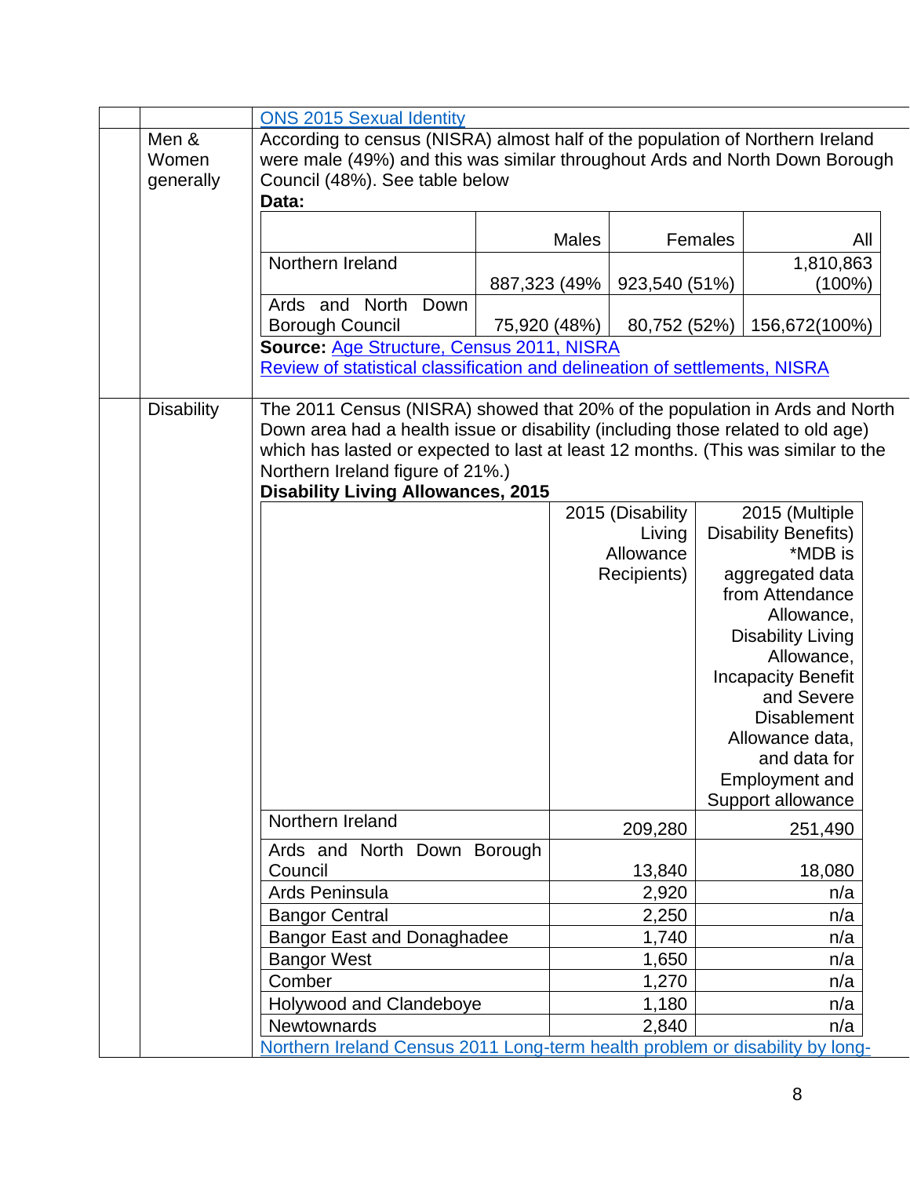ONS 2015 Sexual Identity

**Men & Women generally**

According to census (NISRA) almost half of the population of Northern Ireland were male (49%) and this was similar throughout Ards and North Down Borough Council (48%). See table below

**Data:**

| | Males | Females | All |
|---|---|---|---|
| Northern Ireland | 887,323 (49% | 923,540 (51%) | 1,810,863 (100%) |
| Ards and North Down Borough Council | 75,920 (48%) | 80,752 (52%) | 156,672(100%) |

**Source:** Age Structure, Census 2011, NISRA
Review of statistical classification and delineation of settlements, NISRA

**Disability**

The 2011 Census (NISRA) showed that 20% of the population in Ards and North Down area had a health issue or disability (including those related to old age) which has lasted or expected to last at least 12 months. (This was similar to the Northern Ireland figure of 21%.)

**Disability Living Allowances, 2015**

| | 2015 (Disability Living Allowance Recipients) | 2015 (Multiple Disability Benefits) *MDB is aggregated data from Attendance Allowance, Disability Living Allowance, Incapacity Benefit and Severe Disablement Allowance data, and data for Employment and Support allowance |
|---|---|---|
| Northern Ireland | 209,280 | 251,490 |
| Ards and North Down Borough Council | 13,840 | 18,080 |
| Ards Peninsula | 2,920 | n/a |
| Bangor Central | 2,250 | n/a |
| Bangor East and Donaghadee | 1,740 | n/a |
| Bangor West | 1,650 | n/a |
| Comber | 1,270 | n/a |
| Holywood and Clandeboye | 1,180 | n/a |
| Newtownards | 2,840 | n/a |

Northern Ireland Census 2011 Long-term health problem or disability by long-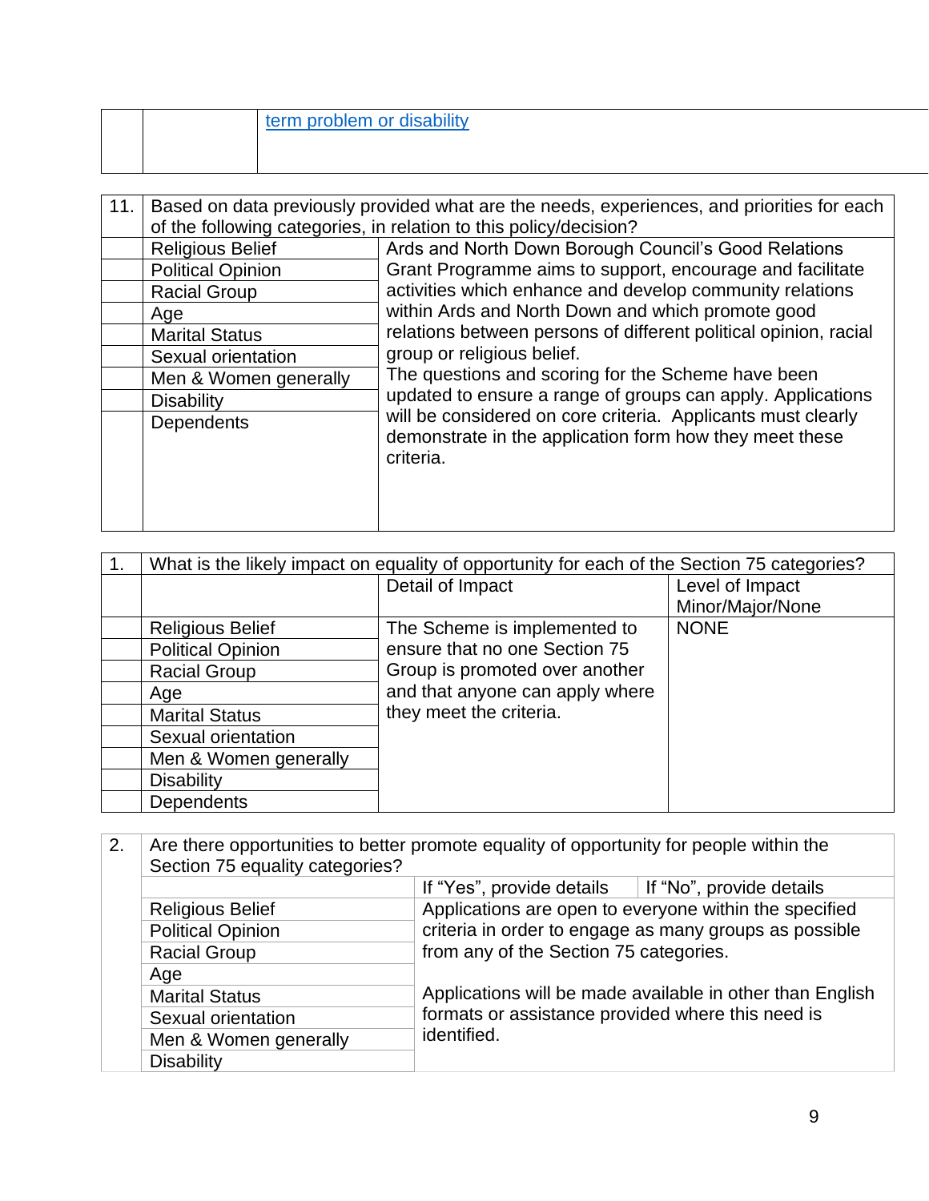| | | [term problem or disability]() |
|---|---|---|

| 11. | Based on data previously provided what are the needs, experiences, and priorities for each of the following categories, in relation to this policy/decision? | |
|---|---|---|
| | Religious Belief<br>Political Opinion<br>Racial Group<br>Age<br>Marital Status<br>Sexual orientation<br>Men & Women generally<br>Disability<br>Dependents | Ards and North Down Borough Council's Good Relations Grant Programme aims to support, encourage and facilitate activities which enhance and develop community relations within Ards and North Down and which promote good relations between persons of different political opinion, racial group or religious belief.<br>The questions and scoring for the Scheme have been updated to ensure a range of groups can apply. Applications will be considered on core criteria. Applicants must clearly demonstrate in the application form how they meet these criteria. |

| 1. | What is the likely impact on equality of opportunity for each of the Section 75 categories? | | |
|---|---|---|---|
| | | Detail of Impact | Level of Impact Minor/Major/None |
| | Religious Belief<br>Political Opinion<br>Racial Group<br>Age<br>Marital Status<br>Sexual orientation<br>Men & Women generally<br>Disability<br>Dependents | The Scheme is implemented to ensure that no one Section 75 Group is promoted over another and that anyone can apply where they meet the criteria. | NONE |

| 2. | Are there opportunities to better promote equality of opportunity for people within the Section 75 equality categories? | | |
|---|---|---|---|
| | | If "Yes", provide details | If "No", provide details |
| | Religious Belief<br>Political Opinion<br>Racial Group<br>Age<br>Marital Status<br>Sexual orientation<br>Men & Women generally<br>Disability | Applications are open to everyone within the specified criteria in order to engage as many groups as possible from any of the Section 75 categories.<br><br>Applications will be made available in other than English formats or assistance provided where this need is identified. | |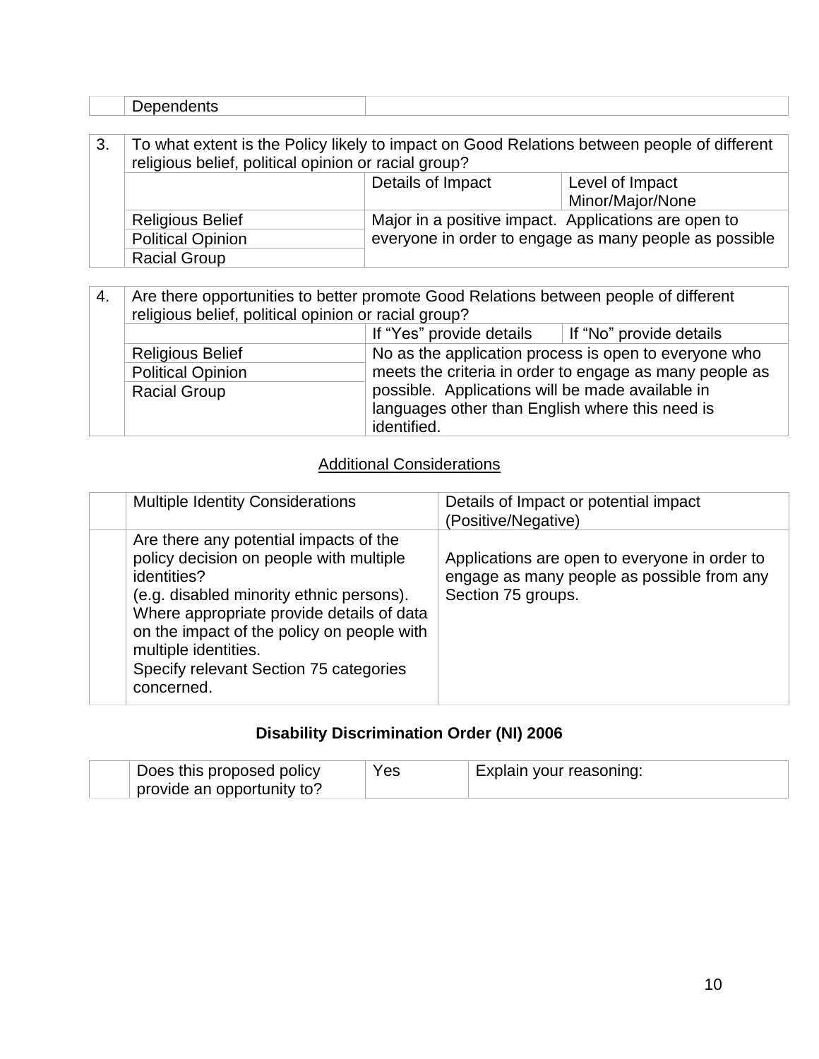| | Dependents | |
|---|---|---|

| 3. | To what extent is the Policy likely to impact on Good Relations between people of different religious belief, political opinion or racial group? | | |
|---|---|---|---|
| | | Details of Impact | Level of Impact Minor/Major/None |
| | Religious Belief | Major in a positive impact. Applications are open to everyone in order to engage as many people as possible | |
| | Political Opinion | | |
| | Racial Group | | |

| 4. | Are there opportunities to better promote Good Relations between people of different religious belief, political opinion or racial group? | | |
|---|---|---|---|
| | | If "Yes" provide details | If "No" provide details |
| | Religious Belief | No as the application process is open to everyone who meets the criteria in order to engage as many people as possible. Applications will be made available in languages other than English where this need is identified. | |
| | Political Opinion | | |
| | Racial Group | | |

## Additional Considerations

| | Multiple Identity Considerations | Details of Impact or potential impact (Positive/Negative) |
|---|---|---|
| | Are there any potential impacts of the policy decision on people with multiple identities? (e.g. disabled minority ethnic persons). Where appropriate provide details of data on the impact of the policy on people with multiple identities. Specify relevant Section 75 categories concerned. | Applications are open to everyone in order to engage as many people as possible from any Section 75 groups. |

## Disability Discrimination Order (NI) 2006

| | Does this proposed policy provide an opportunity to? | Yes | Explain your reasoning: |
|---|---|---|---|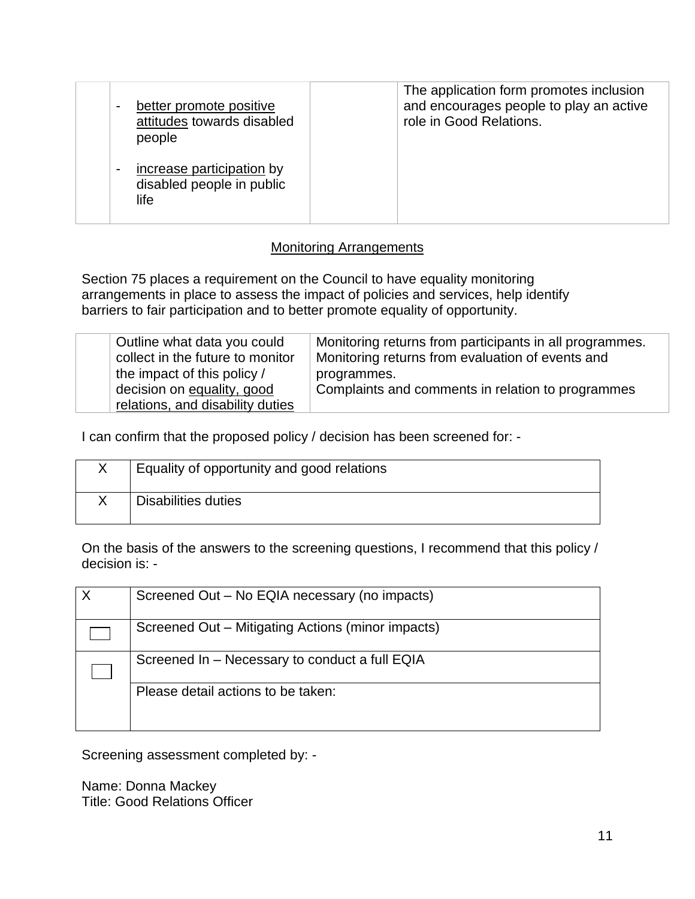| | - <u>better promote positive attitudes</u> towards disabled people<br><br>- <u>increase participation</u> by disabled people in public life | | The application form promotes inclusion and encourages people to play an active role in Good Relations. |
|---|---|---|---|

<u>Monitoring Arrangements</u>

Section 75 places a requirement on the Council to have equality monitoring arrangements in place to assess the impact of policies and services, help identify barriers to fair participation and to better promote equality of opportunity.

| | Outline what data you could collect in the future to monitor the impact of this policy / decision on <u>equality, good relations, and disability duties</u> | Monitoring returns from participants in all programmes.<br>Monitoring returns from evaluation of events and programmes.<br>Complaints and comments in relation to programmes |
|---|---|---|

I can confirm that the proposed policy / decision has been screened for: -

| | |
|---|---|
| X | Equality of opportunity and good relations |
| X | Disabilities duties |

On the basis of the answers to the screening questions, I recommend that this policy / decision is: -

| | |
|---|---|
| X | Screened Out – No EQIA necessary (no impacts) |
| ☐ | Screened Out – Mitigating Actions (minor impacts) |
| ☐ | Screened In – Necessary to conduct a full EQIA |
| | Please detail actions to be taken: |

Screening assessment completed by: -

Name: Donna Mackey
Title: Good Relations Officer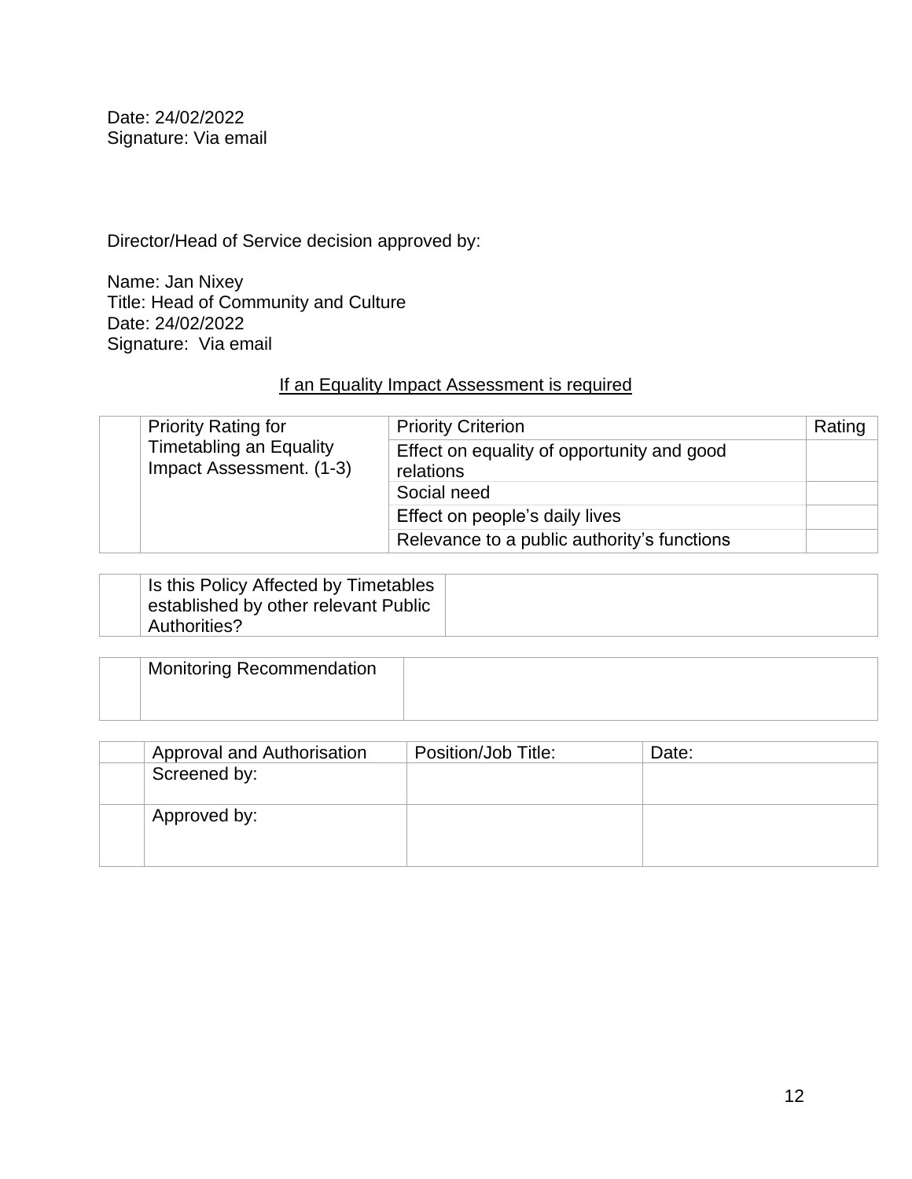Date: 24/02/2022
Signature: Via email

Director/Head of Service decision approved by:

Name: Jan Nixey
Title: Head of Community and Culture
Date: 24/02/2022
Signature: Via email

<u>If an Equality Impact Assessment is required</u>

| | | | |
|---|---|---|---|
| | Priority Rating for Timetabling an Equality Impact Assessment. (1-3) | Priority Criterion | Rating |
| | | Effect on equality of opportunity and good relations | |
| | | Social need | |
| | | Effect on people's daily lives | |
| | | Relevance to a public authority's functions | |

| | | |
|---|---|---|
| | Is this Policy Affected by Timetables established by other relevant Public Authorities? | |

| | | |
|---|---|---|
| | Monitoring Recommendation | |

| | Approval and Authorisation | Position/Job Title: | Date: |
|---|---|---|---|
| | Screened by: | | |
| | Approved by: | | |